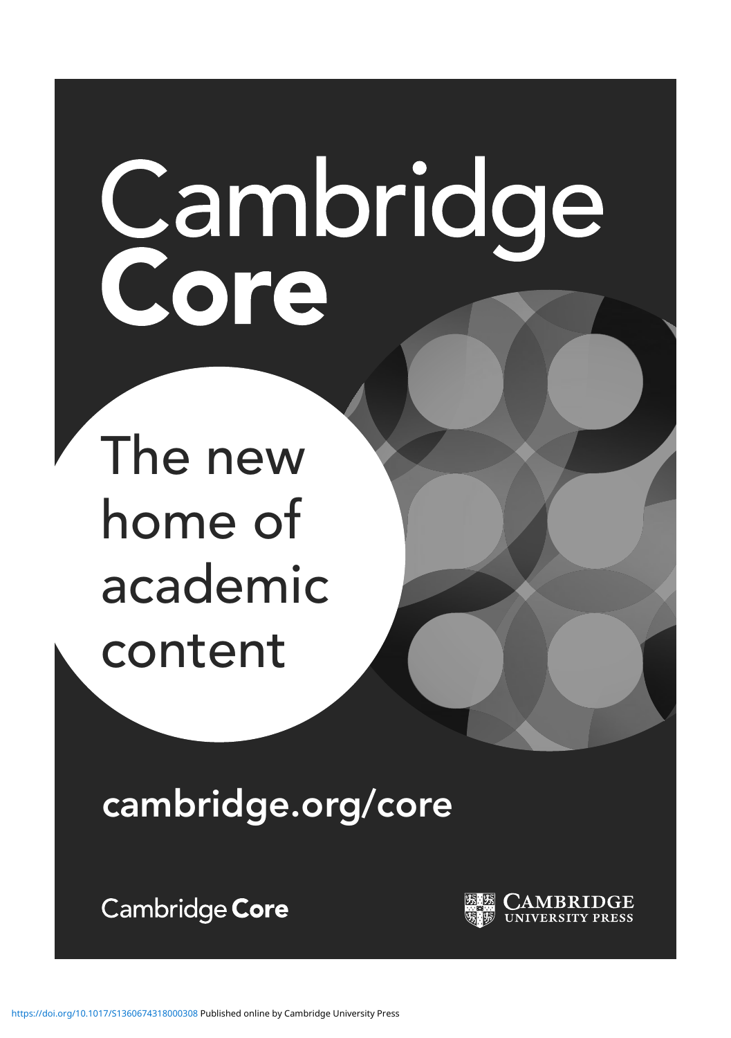# Cambridge Core

The new home of academic content

cambridge.org/core

Cambridge Core

CAMBRIDGE UNIVERSITY PRESS

https://doi.org/10.1017/S1360674318000308 Published online by Cambridge University Press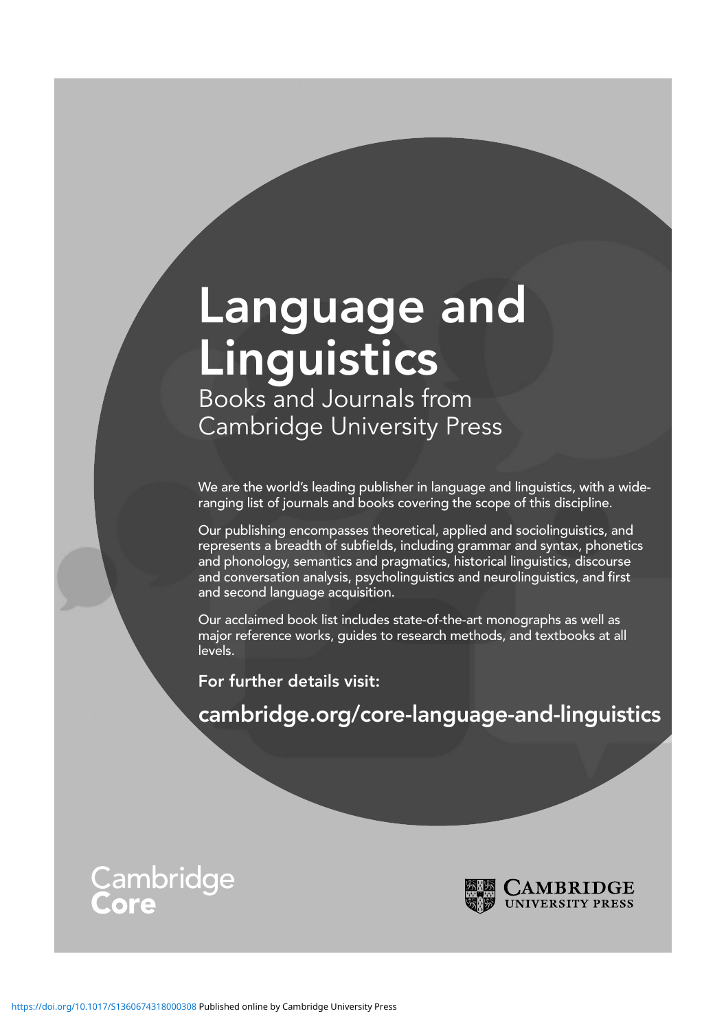# Language and Linguistics

## Books and Journals from Cambridge University Press

We are the world's leading publisher in language and linguistics, with a wide-ranging list of journals and books covering the scope of this discipline.

Our publishing encompasses theoretical, applied and sociolinguistics, and represents a breadth of subfields, including grammar and syntax, phonetics and phonology, semantics and pragmatics, historical linguistics, discourse and conversation analysis, psycholinguistics and neurolinguistics, and first and second language acquisition.

Our acclaimed book list includes state-of-the-art monographs as well as major reference works, guides to research methods, and textbooks at all levels.

**For further details visit:**

**cambridge.org/core-language-and-linguistics**

Cambridge Core

Cambridge University Press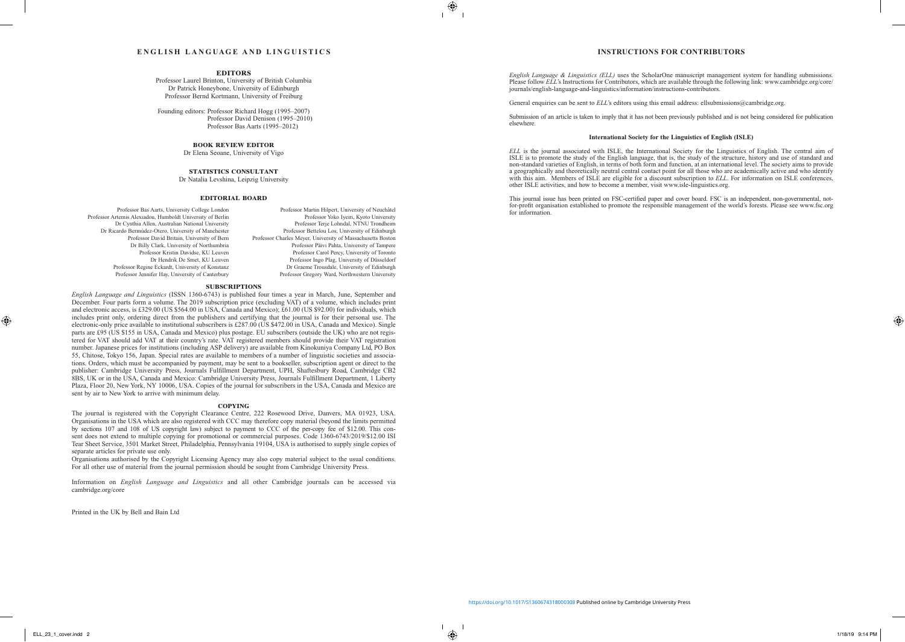# ENGLISH LANGUAGE AND LINGUISTICS

## EDITORS

Professor Laurel Brinton, University of British Columbia
Dr Patrick Honeybone, University of Edinburgh
Professor Bernd Kortmann, University of Freiburg

Founding editors: Professor Richard Hogg (1995–2007)
Professor David Denison (1995–2010)
Professor Bas Aarts (1995–2012)

## BOOK REVIEW EDITOR

Dr Elena Seoane, University of Vigo

## STATISTICS CONSULTANT

Dr Natalia Levshina, Leipzig University

## EDITORIAL BOARD

Professor Bas Aarts, University College London
Professor Artemis Alexiadou, Humboldt University of Berlin
Dr Cynthia Allen, Australian National University
Dr Ricardo Bermúdez-Otero, University of Manchester
Professor David Britain, University of Bern
Dr Billy Clark, University of Northumbria
Professor Kristin Davidse, KU Leuven
Dr Hendrik De Smet, KU Leuven
Professor Regine Eckardt, University of Konstanz
Professor Jennifer Hay, University of Canterbury
Professor Martin Hilpert, University of Neuchâtel
Professor Yoko Iyeiri, Kyoto University
Professor Terje Lohndal, NTNU Trondheim
Professor Bettelou Los, University of Edinburgh
Professor Charles Meyer, University of Massachusetts Boston
Professor Päivi Pahta, University of Tampere
Professor Carol Percy, University of Toronto
Professor Ingo Plag, University of Düsseldorf
Dr Graeme Trousdale, University of Edinburgh
Professor Gregory Ward, Northwestern University

## SUBSCRIPTIONS

*English Language and Linguistics* (ISSN 1360-6743) is published four times a year in March, June, September and December. Four parts form a volume. The 2019 subscription price (excluding VAT) of a volume, which includes print and electronic access, is £329.00 (US $564.00 in USA, Canada and Mexico); £61.00 (US $92.00) for individuals, which includes print only, ordering direct from the publishers and certifying that the journal is for their personal use. The electronic-only price available to institutional subscribers is £287.00 (US $472.00 in USA, Canada and Mexico). Single parts are £95 (US $155 in USA, Canada and Mexico) plus postage. EU subscribers (outside the UK) who are not registered for VAT should add VAT at their country's rate. VAT registered members should provide their VAT registration number. Japanese prices for institutions (including ASP delivery) are available from Kinokuniya Company Ltd, PO Box 55, Chitose, Tokyo 156, Japan. Special rates are available to members of a number of linguistic societies and associations. Orders, which must be accompanied by payment, may be sent to a bookseller, subscription agent or direct to the publisher: Cambridge University Press, Journals Fulfillment Department, UPH, Shaftesbury Road, Cambridge CB2 8BS, UK or in the USA, Canada and Mexico: Cambridge University Press, Journals Fulfillment Department, 1 Liberty Plaza, Floor 20, New York, NY 10006, USA. Copies of the journal for subscribers in the USA, Canada and Mexico are sent by air to New York to arrive with minimum delay.

## COPYING

The journal is registered with the Copyright Clearance Centre, 222 Rosewood Drive, Danvers, MA 01923, USA. Organisations in the USA which are also registered with CCC may therefore copy material (beyond the limits permitted by sections 107 and 108 of US copyright law) subject to payment to CCC of the per-copy fee of $12.00. This consent does not extend to multiple copying for promotional or commercial purposes. Code 1360-6743/2019/$12.00 ISI Tear Sheet Service, 3501 Market Street, Philadelphia, Pennsylvania 19104, USA is authorised to supply single copies of separate articles for private use only.

Organisations authorised by the Copyright Licensing Agency may also copy material subject to the usual conditions. For all other use of material from the journal permission should be sought from Cambridge University Press.

Information on *English Language and Linguistics* and all other Cambridge journals can be accessed via cambridge.org/core

Printed in the UK by Bell and Bain Ltd

# INSTRUCTIONS FOR CONTRIBUTORS

*English Language & Linguistics (ELL)* uses the ScholarOne manuscript management system for handling submissions. Please follow *ELL*'s Instructions for Contributors, which are available through the following link: www.cambridge.org/core/journals/english-language-and-linguistics/information/instructions-contributors.

General enquiries can be sent to *ELL*'s editors using this email address: ellsubmissions@cambridge.org.

Submission of an article is taken to imply that it has not been previously published and is not being considered for publication elsewhere.

### International Society for the Linguistics of English (ISLE)

*ELL* is the journal associated with ISLE, the International Society for the Linguistics of English. The central aim of ISLE is to promote the study of the English language, that is, the study of the structure, history and use of standard and non-standard varieties of English, in terms of both form and function, at an international level. The society aims to provide a geographically and theoretically neutral central contact point for all those who are academically active and who identify with this aim. Members of ISLE are eligible for a discount subscription to *ELL*. For information on ISLE conferences, other ISLE activities, and how to become a member, visit www.isle-linguistics.org.

This journal issue has been printed on FSC-certified paper and cover board. FSC is an independent, non-governmental, not-for-profit organisation established to promote the responsible management of the world's forests. Please see www.fsc.org for information.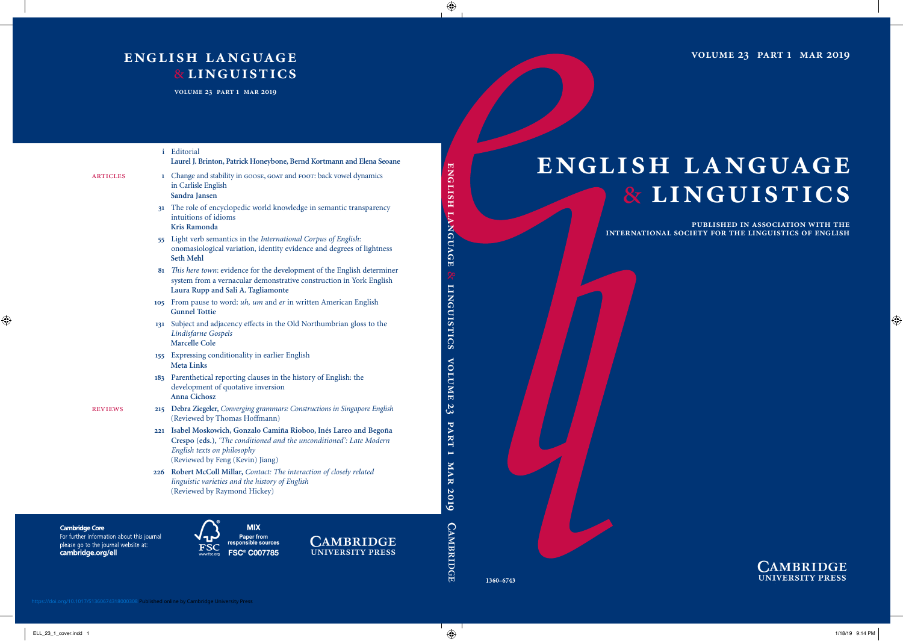# english language & linguistics

volume 23 part 1 mar 2019

i Editorial
**Laurel J. Brinton, Patrick Honeybone, Bernd Kortmann and Elena Seoane**

## articles

1 Change and stability in goose, goat and foot: back vowel dynamics in Carlisle English
**Sandra Jansen**

31 The role of encyclopedic world knowledge in semantic transparency intuitions of idioms
**Kris Ramonda**

55 Light verb semantics in the *International Corpus of English*: onomasiological variation, identity evidence and degrees of lightness
**Seth Mehl**

81 *This here town*: evidence for the development of the English determiner system from a vernacular demonstrative construction in York English
**Laura Rupp and Sali A. Tagliamonte**

105 From pause to word: *uh, um* and *er* in written American English
**Gunnel Tottie**

131 Subject and adjacency effects in the Old Northumbrian gloss to the *Lindisfarne Gospels*
**Marcelle Cole**

155 Expressing conditionality in earlier English
**Meta Links**

183 Parenthetical reporting clauses in the history of English: the development of quotative inversion
**Anna Cichosz**

## reviews

215 **Debra Ziegeler,** *Converging grammars: Constructions in Singapore English*
(Reviewed by Thomas Hoffmann)

221 **Isabel Moskowich, Gonzalo Camiña Rioboo, Inés Lareo and Begoña Crespo (eds.),** *'The conditioned and the unconditioned': Late Modern English texts on philosophy*
(Reviewed by Feng (Kevin) Jiang)

226 **Robert McColl Millar,** *Contact: The interaction of closely related linguistic varieties and the history of English*
(Reviewed by Raymond Hickey)

**Cambridge Core**
For further information about this journal please go to the journal website at:
**cambridge.org/ell**

MIX
Paper from responsible sources
FSC® C007785

Cambridge University Press

english language & linguistics volume 23 part 1 mar 2019 Cambridge

volume 23 part 1 mar 2019

# english language & linguistics

published in association with the international society for the linguistics of english

1360–6743

Cambridge University Press

https://doi.org/10.1017/S1360674318000308 Published online by Cambridge University Press